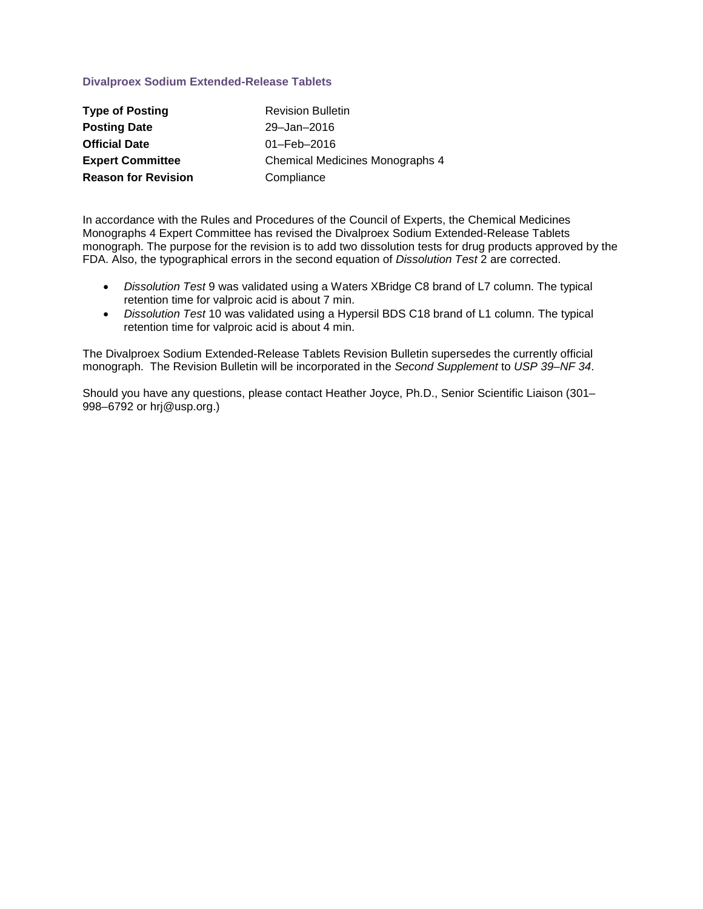### Divalproex Sodium Extended-Release Tablets

| | |
|---|---|
| **Type of Posting** | Revision Bulletin |
| **Posting Date** | 29–Jan–2016 |
| **Official Date** | 01–Feb–2016 |
| **Expert Committee** | Chemical Medicines Monographs 4 |
| **Reason for Revision** | Compliance |

In accordance with the Rules and Procedures of the Council of Experts, the Chemical Medicines Monographs 4 Expert Committee has revised the Divalproex Sodium Extended-Release Tablets monograph. The purpose for the revision is to add two dissolution tests for drug products approved by the FDA. Also, the typographical errors in the second equation of *Dissolution Test* 2 are corrected.

- *Dissolution Test* 9 was validated using a Waters XBridge C8 brand of L7 column. The typical retention time for valproic acid is about 7 min.
- *Dissolution Test* 10 was validated using a Hypersil BDS C18 brand of L1 column. The typical retention time for valproic acid is about 4 min.

The Divalproex Sodium Extended-Release Tablets Revision Bulletin supersedes the currently official monograph. The Revision Bulletin will be incorporated in the *Second Supplement* to *USP 39–NF 34*.

Should you have any questions, please contact Heather Joyce, Ph.D., Senior Scientific Liaison (301–998–6792 or hrj@usp.org.)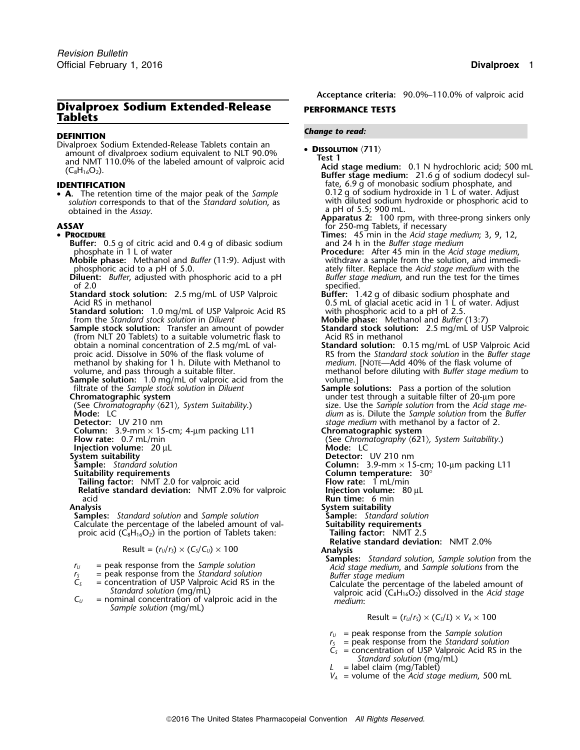# Divalproex Sodium Extended-Release Tablets

## DEFINITION

Divalproex Sodium Extended-Release Tablets contain an amount of divalproex sodium equivalent to NLT 90.0% and NMT 110.0% of the labeled amount of valproic acid ($C_8H_{16}O_2$).

## IDENTIFICATION

- **A.** The retention time of the major peak of the *Sample solution* corresponds to that of the *Standard solution*, as obtained in the *Assay*.

## ASSAY

- **PROCEDURE**

**Buffer:** 0.5 g of citric acid and 0.4 g of dibasic sodium phosphate in 1 L of water

**Mobile phase:** Methanol and *Buffer* (11:9). Adjust with phosphoric acid to a pH of 5.0.

**Diluent:** *Buffer*, adjusted with phosphoric acid to a pH of 2.0

**Standard stock solution:** 2.5 mg/mL of USP Valproic Acid RS in methanol

**Standard solution:** 1.0 mg/mL of USP Valproic Acid RS from the *Standard stock solution* in *Diluent*

**Sample stock solution:** Transfer an amount of powder (from NLT 20 Tablets) to a suitable volumetric flask to obtain a nominal concentration of 2.5 mg/mL of valproic acid. Dissolve in 50% of the flask volume of methanol by shaking for 1 h. Dilute with Methanol to volume, and pass through a suitable filter.

**Sample solution:** 1.0 mg/mL of valproic acid from the filtrate of the *Sample stock solution* in *Diluent*

**Chromatographic system**

(See *Chromatography* ⟨621⟩, *System Suitability*.)

**Mode:** LC

**Detector:** UV 210 nm

**Column:** 3.9-mm × 15-cm; 4-µm packing L11

**Flow rate:** 0.7 mL/min

**Injection volume:** 20 µL

**System suitability**

**Sample:** *Standard solution*

**Suitability requirements**

**Tailing factor:** NMT 2.0 for valproic acid

**Relative standard deviation:** NMT 2.0% for valproic acid

**Analysis**

**Samples:** *Standard solution* and *Sample solution*

Calculate the percentage of the labeled amount of valproic acid ($C_8H_{16}O_2$) in the portion of Tablets taken:

$$\text{Result} = (r_U/r_S) \times (C_S/C_U) \times 100$$

$r_U$ = peak response from the *Sample solution*
$r_S$ = peak response from the *Standard solution*
$C_S$ = concentration of USP Valproic Acid RS in the *Standard solution* (mg/mL)
$C_U$ = nominal concentration of valproic acid in the *Sample solution* (mg/mL)

**Acceptance criteria:** 90.0%–110.0% of valproic acid

## PERFORMANCE TESTS

*Change to read:*

- **DISSOLUTION** ⟨711⟩

**Test 1**

**Acid stage medium:** 0.1 N hydrochloric acid; 500 mL

**Buffer stage medium:** 21.6 g of sodium dodecyl sulfate, 6.9 g of monobasic sodium phosphate, and 0.12 g of sodium hydroxide in 1 L of water. Adjust with diluted sodium hydroxide or phosphoric acid to a pH of 5.5; 900 mL.

**Apparatus 2:** 100 rpm, with three-prong sinkers only for 250-mg Tablets, if necessary

**Times:** 45 min in the *Acid stage medium*; 3, 9, 12, and 24 h in the *Buffer stage medium*

**Procedure:** After 45 min in the *Acid stage medium*, withdraw a sample from the solution, and immediately filter. Replace the *Acid stage medium* with the *Buffer stage medium*, and run the test for the times specified.

**Buffer:** 1.42 g of dibasic sodium phosphate and 0.5 mL of glacial acetic acid in 1 L of water. Adjust with phosphoric acid to a pH of 2.5.

**Mobile phase:** Methanol and *Buffer* (13:7)

**Standard stock solution:** 2.5 mg/mL of USP Valproic Acid RS in methanol

**Standard solution:** 0.15 mg/mL of USP Valproic Acid RS from the *Standard stock solution* in the *Buffer stage medium*. [NOTE—Add 40% of the flask volume of methanol before diluting with *Buffer stage medium* to volume.]

**Sample solutions:** Pass a portion of the solution under test through a suitable filter of 20-µm pore size. Use the *Sample solution* from the *Acid stage medium* as is. Dilute the *Sample solution* from the *Buffer stage medium* with methanol by a factor of 2.

**Chromatographic system**

(See *Chromatography* ⟨621⟩, *System Suitability*.)

**Mode:** LC

**Detector:** UV 210 nm

**Column:** 3.9-mm × 15-cm; 10-µm packing L11

**Column temperature:** 30°

**Flow rate:** 1 mL/min

**Injection volume:** 80 µL

**Run time:** 6 min

**System suitability**

**Sample:** *Standard solution*

**Suitability requirements**

**Tailing factor:** NMT 2.5

**Relative standard deviation:** NMT 2.0%

**Analysis**

**Samples:** *Standard solution*, *Sample solution* from the *Acid stage medium*, and *Sample solutions* from the *Buffer stage medium*

Calculate the percentage of the labeled amount of valproic acid ($C_8H_{16}O_2$) dissolved in the *Acid stage medium*:

$$\text{Result} = (r_U/r_S) \times (C_S/L) \times V_A \times 100$$

$r_U$ = peak response from the *Sample solution*
$r_S$ = peak response from the *Standard solution*
$C_S$ = concentration of USP Valproic Acid RS in the *Standard solution* (mg/mL)
$L$ = label claim (mg/Tablet)
$V_A$ = volume of the *Acid stage medium*, 500 mL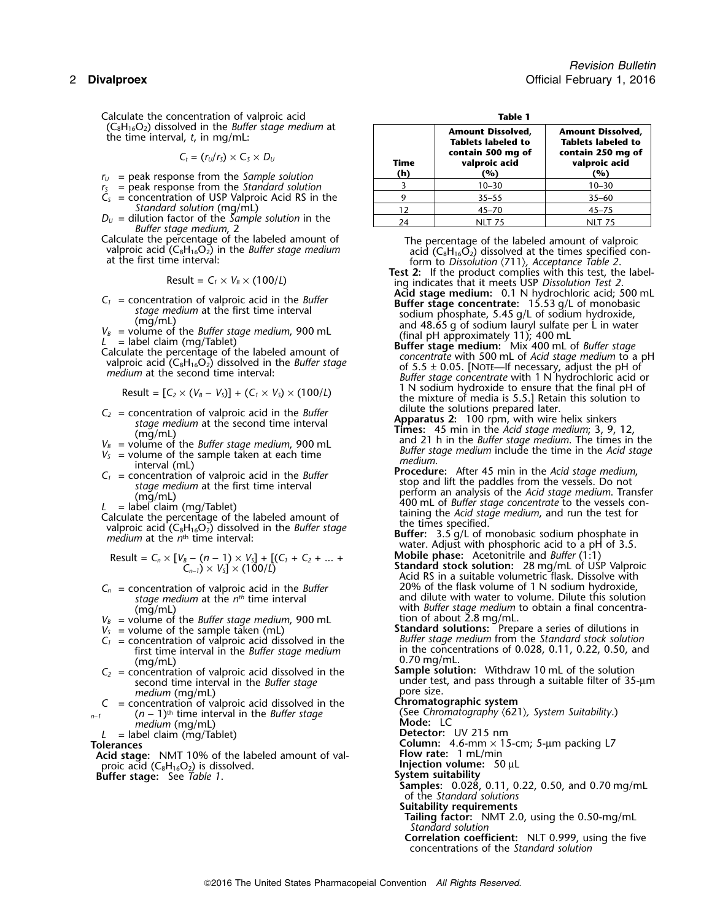Calculate the concentration of valproic acid ($C_8H_{16}O_2$) dissolved in the *Buffer stage medium* at the time interval, *t*, in mg/mL:

$$C_t = (r_U/r_S) \times C_S \times D_U$$

$r_U$ = peak response from the *Sample solution*
$r_S$ = peak response from the *Standard solution*
$C_S$ = concentration of USP Valproic Acid RS in the *Standard solution* (mg/mL)
$D_U$ = dilution factor of the *Sample solution* in the *Buffer stage medium*, 2

Calculate the percentage of the labeled amount of valproic acid ($C_8H_{16}O_2$) in the *Buffer stage medium* at the first time interval:

$$\text{Result} = C_1 \times V_B \times (100/L)$$

$C_1$ = concentration of valproic acid in the *Buffer stage medium* at the first time interval (mg/mL)
$V_B$ = volume of the *Buffer stage medium*, 900 mL
$L$ = label claim (mg/Tablet)

Calculate the percentage of the labeled amount of valproic acid ($C_8H_{16}O_2$) dissolved in the *Buffer stage medium* at the second time interval:

$$\text{Result} = [C_2 \times (V_B - V_S)] + (C_1 \times V_S) \times (100/L)$$

$C_2$ = concentration of valproic acid in the *Buffer stage medium* at the second time interval (mg/mL)
$V_B$ = volume of the *Buffer stage medium*, 900 mL
$V_S$ = volume of the sample taken at each time interval (mL)
$C_1$ = concentration of valproic acid in the *Buffer stage medium* at the first time interval (mg/mL)
$L$ = label claim (mg/Tablet)

Calculate the percentage of the labeled amount of valproic acid ($C_8H_{16}O_2$) dissolved in the *Buffer stage medium* at the $n^{th}$ time interval:

$$\text{Result} = C_n \times [V_B - (n-1) \times V_S] + [(C_1 + C_2 + ... + C_{n-1}) \times V_S] \times (100/L)$$

$C_n$ = concentration of valproic acid in the *Buffer stage medium* at the $n^{th}$ time interval (mg/mL)
$V_B$ = volume of the *Buffer stage medium*, 900 mL
$V_S$ = volume of the sample taken (mL)
$C_1$ = concentration of valproic acid dissolved in the first time interval in the *Buffer stage medium* (mg/mL)
$C_2$ = concentration of valproic acid dissolved in the second time interval in the *Buffer stage medium* (mg/mL)
$C_{n-1}$ = concentration of valproic acid dissolved in the $(n-1)^{th}$ time interval in the *Buffer stage medium* (mg/mL)
$L$ = label claim (mg/Tablet)

**Tolerances**

**Acid stage:** NMT 10% of the labeled amount of valproic acid ($C_8H_{16}O_2$) is dissolved.

**Buffer stage:** See *Table 1*.

**Table 1**

| Time (h) | Amount Dissolved, Tablets labeled to contain 500 mg of valproic acid (%) | Amount Dissolved, Tablets labeled to contain 250 mg of valproic acid (%) |
|---|---|---|
| 3 | 10–30 | 10–30 |
| 9 | 35–55 | 35–60 |
| 12 | 45–70 | 45–75 |
| 24 | NLT 75 | NLT 75 |

The percentage of the labeled amount of valproic acid ($C_8H_{16}O_2$) dissolved at the times specified conform to *Dissolution* ⟨711⟩, *Acceptance Table 2*.

**Test 2:** If the product complies with this test, the labeling indicates that it meets USP *Dissolution Test 2*.

**Acid stage medium:** 0.1 N hydrochloric acid; 500 mL

**Buffer stage concentrate:** 15.53 g/L of monobasic sodium phosphate, 5.45 g/L of sodium hydroxide, and 48.65 g of sodium lauryl sulfate per L in water (final pH approximately 11); 400 mL

**Buffer stage medium:** Mix 400 mL of *Buffer stage concentrate* with 500 mL of *Acid stage medium* to a pH of 5.5 ± 0.05. [NOTE—If necessary, adjust the pH of *Buffer stage concentrate* with 1 N hydrochloric acid or 1 N sodium hydroxide to ensure that the final pH of the mixture of media is 5.5.] Retain this solution to dilute the solutions prepared later.

**Apparatus 2:** 100 rpm, with wire helix sinkers

**Times:** 45 min in the *Acid stage medium*; 3, 9, 12, and 21 h in the *Buffer stage medium*. The times in the *Buffer stage medium* include the time in the *Acid stage medium*.

**Procedure:** After 45 min in the *Acid stage medium*, stop and lift the paddles from the vessels. Do not perform an analysis of the *Acid stage medium*. Transfer 400 mL of *Buffer stage concentrate* to the vessels containing the *Acid stage medium*, and run the test for the times specified.

**Buffer:** 3.5 g/L of monobasic sodium phosphate in water. Adjust with phosphoric acid to a pH of 3.5.

**Mobile phase:** Acetonitrile and *Buffer* (1:1)

**Standard stock solution:** 28 mg/mL of USP Valproic Acid RS in a suitable volumetric flask. Dissolve with 20% of the flask volume of 1 N sodium hydroxide, and dilute with water to volume. Dilute this solution with *Buffer stage medium* to obtain a final concentration of about 2.8 mg/mL.

**Standard solutions:** Prepare a series of dilutions in *Buffer stage medium* from the *Standard stock solution* in the concentrations of 0.028, 0.11, 0.22, 0.50, and 0.70 mg/mL.

**Sample solution:** Withdraw 10 mL of the solution under test, and pass through a suitable filter of 35-µm pore size.

**Chromatographic system**

(See *Chromatography* ⟨621⟩, *System Suitability*.)

**Mode:** LC

**Detector:** UV 215 nm

**Column:** 4.6-mm × 15-cm; 5-µm packing L7

**Flow rate:** 1 mL/min

**Injection volume:** 50 µL

**System suitability**

**Samples:** 0.028, 0.11, 0.22, 0.50, and 0.70 mg/mL of the *Standard solutions*

**Suitability requirements**

**Tailing factor:** NMT 2.0, using the 0.50-mg/mL *Standard solution*

**Correlation coefficient:** NLT 0.999, using the five concentrations of the *Standard solution*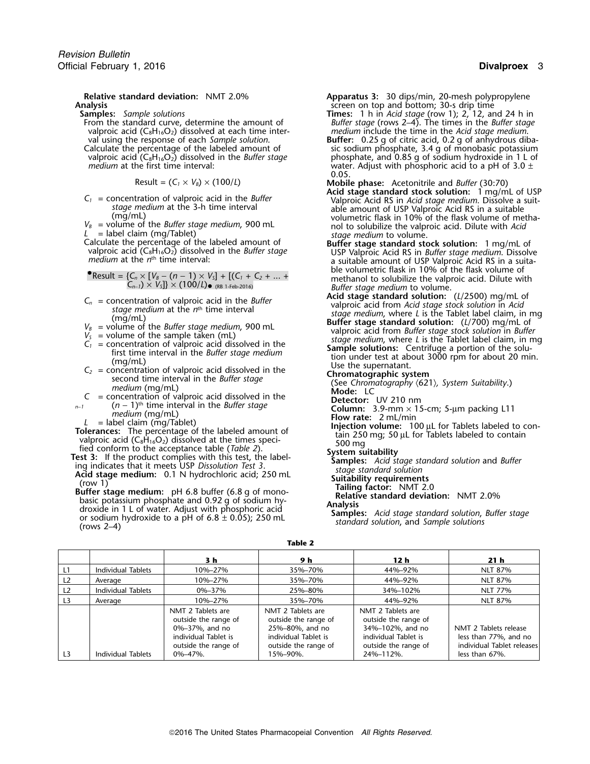**Relative standard deviation:** NMT 2.0%

**Analysis**

**Samples:** *Sample solutions*

From the standard curve, determine the amount of valproic acid ($C_8H_{16}O_2$) dissolved at each time interval using the response of each *Sample solution.*

Calculate the percentage of the labeled amount of valproic acid ($C_8H_{16}O_2$) dissolved in the *Buffer stage medium* at the first time interval:

$$\text{Result} = (C_1 \times V_B) \times (100/L)$$

$C_1$ = concentration of valproic acid in the *Buffer stage medium* at the 3-h time interval (mg/mL)

$V_B$ = volume of the *Buffer stage medium*, 900 mL

$L$ = label claim (mg/Tablet)

Calculate the percentage of the labeled amount of valproic acid ($C_8H_{16}O_2$) dissolved in the *Buffer stage medium* at the $n^{th}$ time interval:

●$$\text{Result} = \{C_n \times [V_B - (n - 1) \times V_S] + [(C_1 + C_2 + ... + C_{n-1}) \times V_S]\} \times (100/L)$$● (RB 1-Feb-2016)

$C_n$ = concentration of valproic acid in the *Buffer stage medium* at the $n^{th}$ time interval (mg/mL)

$V_B$ = volume of the *Buffer stage medium*, 900 mL

$V_S$ = volume of the sample taken (mL)

$C_1$ = concentration of valproic acid dissolved in the first time interval in the *Buffer stage medium* (mg/mL)

$C_2$ = concentration of valproic acid dissolved in the second time interval in the *Buffer stage medium* (mg/mL)

$C_{n-1}$ = concentration of valproic acid dissolved in the $(n - 1)^{th}$ time interval in the *Buffer stage medium* (mg/mL)

$L$ = label claim (mg/Tablet)

**Tolerances:** The percentage of the labeled amount of valproic acid ($C_8H_{16}O_2$) dissolved at the times specified conform to the acceptance table (*Table 2*).

**Test 3:** If the product complies with this test, the labeling indicates that it meets USP *Dissolution Test 3*.

**Acid stage medium:** 0.1 N hydrochloric acid; 250 mL (row 1)

**Buffer stage medium:** pH 6.8 buffer (6.8 g of monobasic potassium phosphate and 0.92 g of sodium hydroxide in 1 L of water. Adjust with phosphoric acid or sodium hydroxide to a pH of 6.8 ± 0.05); 250 mL (rows 2–4)

**Apparatus 3:** 30 dips/min, 20-mesh polypropylene screen on top and bottom; 30-s drip time

**Times:** 1 h in *Acid stage* (row 1); 2, 12, and 24 h in *Buffer stage* (rows 2–4). The times in the *Buffer stage medium* include the time in the *Acid stage medium.*

**Buffer:** 0.25 g of citric acid, 0.2 g of anhydrous dibasic sodium phosphate, 3.4 g of monobasic potassium phosphate, and 0.85 g of sodium hydroxide in 1 L of water. Adjust with phosphoric acid to a pH of 3.0 ± 0.05.

**Mobile phase:** Acetonitrile and *Buffer* (30:70)

**Acid stage standard stock solution:** 1 mg/mL of USP Valproic Acid RS in *Acid stage medium*. Dissolve a suitable amount of USP Valproic Acid RS in a suitable volumetric flask in 10% of the flask volume of methanol to solubilize the valproic acid. Dilute with *Acid stage medium* to volume.

**Buffer stage standard stock solution:** 1 mg/mL of USP Valproic Acid RS in *Buffer stage medium*. Dissolve a suitable amount of USP Valproic Acid RS in a suitable volumetric flask in 10% of the flask volume of methanol to solubilize the valproic acid. Dilute with *Buffer stage medium* to volume.

**Acid stage standard solution:** ($L$/2500) mg/mL of valproic acid from *Acid stage stock solution* in *Acid stage medium*, where $L$ is the Tablet label claim, in mg

**Buffer stage standard solution:** ($L$/700) mg/mL of valproic acid from *Buffer stage stock solution* in *Buffer stage medium*, where $L$ is the Tablet label claim, in mg

**Sample solutions:** Centrifuge a portion of the solution under test at about 3000 rpm for about 20 min. Use the supernatant.

**Chromatographic system**

(See *Chromatography* ⟨621⟩, *System Suitability*.)

**Mode:** LC

**Detector:** UV 210 nm

**Column:** 3.9-mm × 15-cm; 5-µm packing L11

**Flow rate:** 2 mL/min

**Injection volume:** 100 µL for Tablets labeled to contain 250 mg; 50 µL for Tablets labeled to contain 500 mg

**System suitability**

**Samples:** *Acid stage standard solution* and *Buffer stage standard solution*

**Suitability requirements**

**Tailing factor:** NMT 2.0

**Relative standard deviation:** NMT 2.0%

**Analysis**

**Samples:** *Acid stage standard solution*, *Buffer stage standard solution*, and *Sample solutions*

**Table 2**

| | | 3 h | 9 h | 12 h | 21 h |
|---|---|---|---|---|---|
| L1 | Individual Tablets | 10%–27% | 35%–70% | 44%–92% | NLT 87% |
| L2 | Average | 10%–27% | 35%–70% | 44%–92% | NLT 87% |
| L2 | Individual Tablets | 0%–37% | 25%–80% | 34%–102% | NLT 77% |
| L3 | Average | 10%–27% | 35%–70% | 44%–92% | NLT 87% |
| L3 | Individual Tablets | NMT 2 Tablets are outside the range of 0%–37%, and no individual Tablet is outside the range of 0%–47%. | NMT 2 Tablets are outside the range of 25%–80%, and no individual Tablet is outside the range of 15%–90%. | NMT 2 Tablets are outside the range of 34%–102%, and no individual Tablet is outside the range of 24%–112%. | NMT 2 Tablets release less than 77%, and no individual Tablet releases less than 67%. |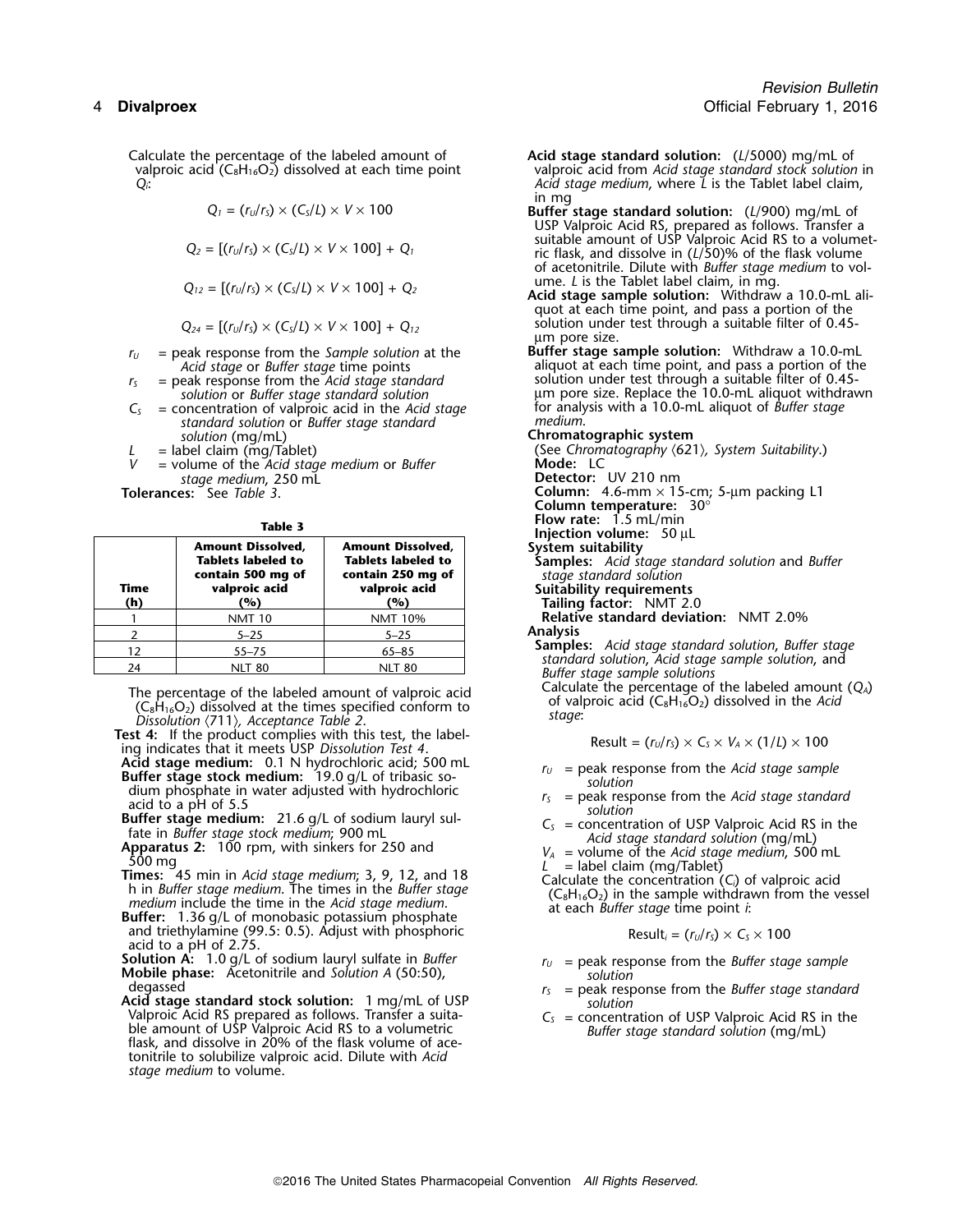Calculate the percentage of the labeled amount of valproic acid ($C_8H_{16}O_2$) dissolved at each time point $Q_i$:

$$Q_1 = (r_U/r_S) \times (C_S/L) \times V \times 100$$

$$Q_2 = [(r_U/r_S) \times (C_S/L) \times V \times 100] + Q_1$$

$$Q_{12} = [(r_U/r_S) \times (C_S/L) \times V \times 100] + Q_2$$

$$Q_{24} = [(r_U/r_S) \times (C_S/L) \times V \times 100] + Q_{12}$$

$r_U$ = peak response from the *Sample solution* at the *Acid stage* or *Buffer stage* time points
$r_S$ = peak response from the *Acid stage standard solution* or *Buffer stage standard solution*
$C_S$ = concentration of valproic acid in the *Acid stage standard solution* or *Buffer stage standard solution* (mg/mL)
$L$ = label claim (mg/Tablet)
$V$ = volume of the *Acid stage medium* or *Buffer stage medium*, 250 mL

**Tolerances:** See *Table 3*.

**Table 3**

| Time (h) | Amount Dissolved, Tablets labeled to contain 500 mg of valproic acid (%) | Amount Dissolved, Tablets labeled to contain 250 mg of valproic acid (%) |
|---|---|---|
| 1 | NMT 10 | NMT 10% |
| 2 | 5–25 | 5–25 |
| 12 | 55–75 | 65–85 |
| 24 | NLT 80 | NLT 80 |

The percentage of the labeled amount of valproic acid ($C_8H_{16}O_2$) dissolved at the times specified conform to *Dissolution* ⟨711⟩, *Acceptance Table 2*.

**Test 4:** If the product complies with this test, the labeling indicates that it meets USP *Dissolution Test 4*.

**Acid stage medium:** 0.1 N hydrochloric acid; 500 mL

**Buffer stage stock medium:** 19.0 g/L of tribasic sodium phosphate in water adjusted with hydrochloric acid to a pH of 5.5

**Buffer stage medium:** 21.6 g/L of sodium lauryl sulfate in *Buffer stage stock medium*; 900 mL

**Apparatus 2:** 100 rpm, with sinkers for 250 and 500 mg

**Times:** 45 min in *Acid stage medium*; 3, 9, 12, and 18 h in *Buffer stage medium*. The times in the *Buffer stage medium* include the time in the *Acid stage medium*.

**Buffer:** 1.36 g/L of monobasic potassium phosphate and triethylamine (99.5: 0.5). Adjust with phosphoric acid to a pH of 2.75.

**Solution A:** 1.0 g/L of sodium lauryl sulfate in *Buffer*

**Mobile phase:** Acetonitrile and *Solution A* (50:50), degassed

**Acid stage standard stock solution:** 1 mg/mL of USP Valproic Acid RS prepared as follows. Transfer a suitable amount of USP Valproic Acid RS to a volumetric flask, and dissolve in 20% of the flask volume of acetonitrile to solubilize valproic acid. Dilute with *Acid stage medium* to volume.

**Acid stage standard solution:** ($L$/5000) mg/mL of valproic acid from *Acid stage standard stock solution* in *Acid stage medium*, where $L$ is the Tablet label claim, in mg

**Buffer stage standard solution:** ($L$/900) mg/mL of USP Valproic Acid RS, prepared as follows. Transfer a suitable amount of USP Valproic Acid RS to a volumetric flask, and dissolve in ($L$/50)% of the flask volume of acetonitrile. Dilute with *Buffer stage medium* to volume. $L$ is the Tablet label claim, in mg.

**Acid stage sample solution:** Withdraw a 10.0-mL aliquot at each time point, and pass a portion of the solution under test through a suitable filter of 0.45-µm pore size.

**Buffer stage sample solution:** Withdraw a 10.0-mL aliquot at each time point, and pass a portion of the solution under test through a suitable filter of 0.45-µm pore size. Replace the 10.0-mL aliquot withdrawn for analysis with a 10.0-mL aliquot of *Buffer stage medium.*

**Chromatographic system**

(See *Chromatography* ⟨621⟩, *System Suitability*.)

**Mode:** LC

**Detector:** UV 210 nm

**Column:** 4.6-mm × 15-cm; 5-µm packing L1

**Column temperature:** 30°

**Flow rate:** 1.5 mL/min

**Injection volume:** 50 µL

**System suitability**

**Samples:** *Acid stage standard solution* and *Buffer stage standard solution*

**Suitability requirements**

**Tailing factor:** NMT 2.0

**Relative standard deviation:** NMT 2.0%

**Analysis**

**Samples:** *Acid stage standard solution*, *Buffer stage standard solution*, *Acid stage sample solution*, and *Buffer stage sample solutions*

Calculate the percentage of the labeled amount ($Q_A$) of valproic acid ($C_8H_{16}O_2$) dissolved in the *Acid stage*:

$$\text{Result} = (r_U/r_S) \times C_S \times V_A \times (1/L) \times 100$$

$r_U$ = peak response from the *Acid stage sample solution*
$r_S$ = peak response from the *Acid stage standard solution*
$C_S$ = concentration of USP Valproic Acid RS in the *Acid stage standard solution* (mg/mL)
$V_A$ = volume of the *Acid stage medium*, 500 mL
$L$ = label claim (mg/Tablet)

Calculate the concentration ($C_i$) of valproic acid ($C_8H_{16}O_2$) in the sample withdrawn from the vessel at each *Buffer stage* time point $i$:

$$\text{Result}_i = (r_U/r_S) \times C_S \times 100$$

$r_U$ = peak response from the *Buffer stage sample solution*
$r_S$ = peak response from the *Buffer stage standard solution*
$C_S$ = concentration of USP Valproic Acid RS in the *Buffer stage standard solution* (mg/mL)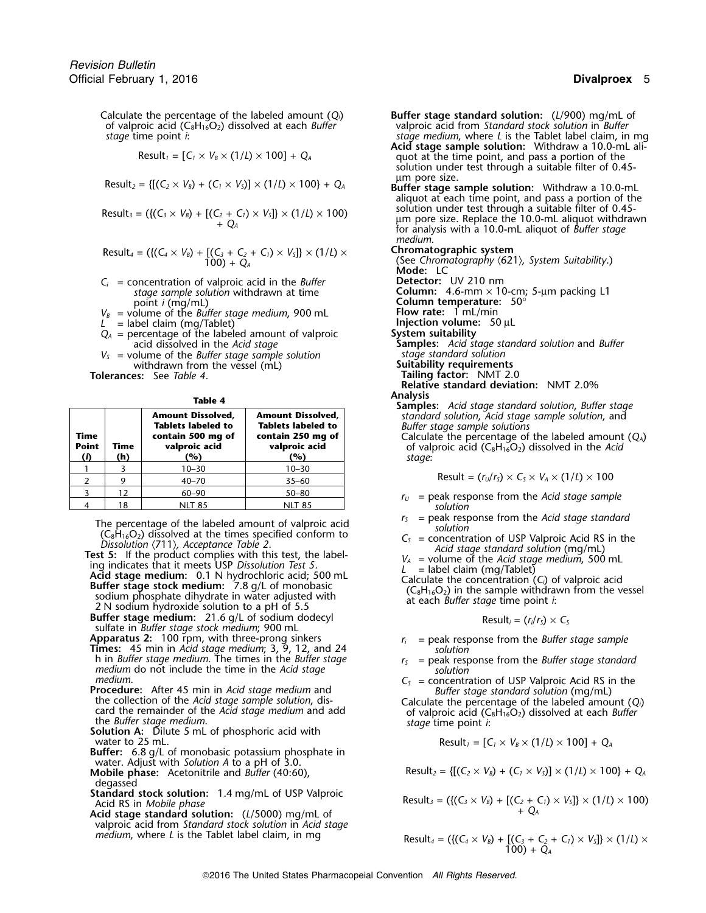Calculate the percentage of the labeled amount ($Q_i$) of valproic acid ($C_8H_{16}O_2$) dissolved at each *Buffer stage* time point *i*:

$$\text{Result}_1 = [C_1 \times V_B \times (1/L) \times 100] + Q_A$$

$$\text{Result}_2 = \{[(C_2 \times V_B) + (C_1 \times V_S)] \times (1/L) \times 100\} + Q_A$$

$$\text{Result}_3 = (\{(C_3 \times V_B) + [(C_2 + C_1) \times V_S]\} \times (1/L) \times 100) + Q_A$$

$$\text{Result}_4 = (\{(C_4 \times V_B) + [(C_3 + C_2 + C_1) \times V_S]\} \times (1/L) \times 100) + Q_A$$

$C_i$ = concentration of valproic acid in the *Buffer stage sample solution* withdrawn at time point *i* (mg/mL)
$V_B$ = volume of the *Buffer stage medium*, 900 mL
$L$ = label claim (mg/Tablet)
$Q_A$ = percentage of the labeled amount of valproic acid dissolved in the *Acid stage*
$V_S$ = volume of the *Buffer stage sample solution* withdrawn from the vessel (mL)

**Tolerances:** See *Table 4*.

**Table 4**

| Time Point (*i*) | Time (h) | Amount Dissolved, Tablets labeled to contain 500 mg of valproic acid (%) | Amount Dissolved, Tablets labeled to contain 250 mg of valproic acid (%) |
|---|---|---|---|
| 1 | 3 | 10–30 | 10–30 |
| 2 | 9 | 40–70 | 35–60 |
| 3 | 12 | 60–90 | 50–80 |
| 4 | 18 | NLT 85 | NLT 85 |

The percentage of the labeled amount of valproic acid ($C_8H_{16}O_2$) dissolved at the times specified conform to *Dissolution* ⟨711⟩, *Acceptance Table 2*.

**Test 5:** If the product complies with this test, the labeling indicates that it meets USP *Dissolution Test 5*.

**Acid stage medium:** 0.1 N hydrochloric acid; 500 mL

**Buffer stage stock medium:** 7.8 g/L of monobasic sodium phosphate dihydrate in water adjusted with 2 N sodium hydroxide solution to a pH of 5.5

**Buffer stage medium:** 21.6 g/L of sodium dodecyl sulfate in *Buffer stage stock medium*; 900 mL

**Apparatus 2:** 100 rpm, with three-prong sinkers

**Times:** 45 min in *Acid stage medium*; 3, 9, 12, and 24 h in *Buffer stage medium*. The times in the *Buffer stage medium* do not include the time in the *Acid stage medium*.

**Procedure:** After 45 min in *Acid stage medium* and the collection of the *Acid stage sample solution*, discard the remainder of the *Acid stage medium* and add the *Buffer stage medium*.

**Solution A:** Dilute 5 mL of phosphoric acid with water to 25 mL.

**Buffer:** 6.8 g/L of monobasic potassium phosphate in water. Adjust with *Solution A* to a pH of 3.0.

**Mobile phase:** Acetonitrile and *Buffer* (40:60), degassed

**Standard stock solution:** 1.4 mg/mL of USP Valproic Acid RS in *Mobile phase*

**Acid stage standard solution:** (*L*/5000) mg/mL of valproic acid from *Standard stock solution* in *Acid stage medium*, where *L* is the Tablet label claim, in mg

**Buffer stage standard solution:** (*L*/900) mg/mL of valproic acid from *Standard stock solution* in *Buffer stage medium*, where *L* is the Tablet label claim, in mg

**Acid stage sample solution:** Withdraw a 10.0-mL aliquot at the time point, and pass a portion of the solution under test through a suitable filter of 0.45-µm pore size.

**Buffer stage sample solution:** Withdraw a 10.0-mL aliquot at each time point, and pass a portion of the solution under test through a suitable filter of 0.45-µm pore size. Replace the 10.0-mL aliquot withdrawn for analysis with a 10.0-mL aliquot of *Buffer stage medium*.

**Chromatographic system**

(See *Chromatography* ⟨621⟩, *System Suitability*.)

**Mode:** LC

**Detector:** UV 210 nm

**Column:** 4.6-mm × 10-cm; 5-µm packing L1

**Column temperature:** 50°

**Flow rate:** 1 mL/min

**Injection volume:** 50 µL

**System suitability**

**Samples:** *Acid stage standard solution* and *Buffer stage standard solution*

**Suitability requirements**

**Tailing factor:** NMT 2.0

**Relative standard deviation:** NMT 2.0%

**Analysis**

**Samples:** *Acid stage standard solution*, *Buffer stage standard solution*, *Acid stage sample solution*, and *Buffer stage sample solutions*

Calculate the percentage of the labeled amount ($Q_A$) of valproic acid ($C_8H_{16}O_2$) dissolved in the *Acid stage*:

$$\text{Result} = (r_U/r_S) \times C_S \times V_A \times (1/L) \times 100$$

$r_U$ = peak response from the *Acid stage sample solution*
$r_S$ = peak response from the *Acid stage standard solution*
$C_S$ = concentration of USP Valproic Acid RS in the *Acid stage standard solution* (mg/mL)
$V_A$ = volume of the *Acid stage medium*, 500 mL
$L$ = label claim (mg/Tablet)

Calculate the concentration ($C_i$) of valproic acid ($C_8H_{16}O_2$) in the sample withdrawn from the vessel at each *Buffer stage* time point *i*:

$$\text{Result}_i = (r_i/r_S) \times C_S$$

$r_i$ = peak response from the *Buffer stage sample solution*
$r_S$ = peak response from the *Buffer stage standard solution*
$C_S$ = concentration of USP Valproic Acid RS in the *Buffer stage standard solution* (mg/mL)

Calculate the percentage of the labeled amount ($Q_i$) of valproic acid ($C_8H_{16}O_2$) dissolved at each *Buffer stage* time point *i*:

$$\text{Result}_1 = [C_1 \times V_B \times (1/L) \times 100] + Q_A$$

$$\text{Result}_2 = \{[(C_2 \times V_B) + (C_1 \times V_S)] \times (1/L) \times 100\} + Q_A$$

$$\text{Result}_3 = (\{(C_3 \times V_B) + [(C_2 + C_1) \times V_S]\} \times (1/L) \times 100) + Q_A$$

$$\text{Result}_4 = (\{(C_4 \times V_B) + [(C_3 + C_2 + C_1) \times V_S]\} \times (1/L) \times 100) + Q_A$$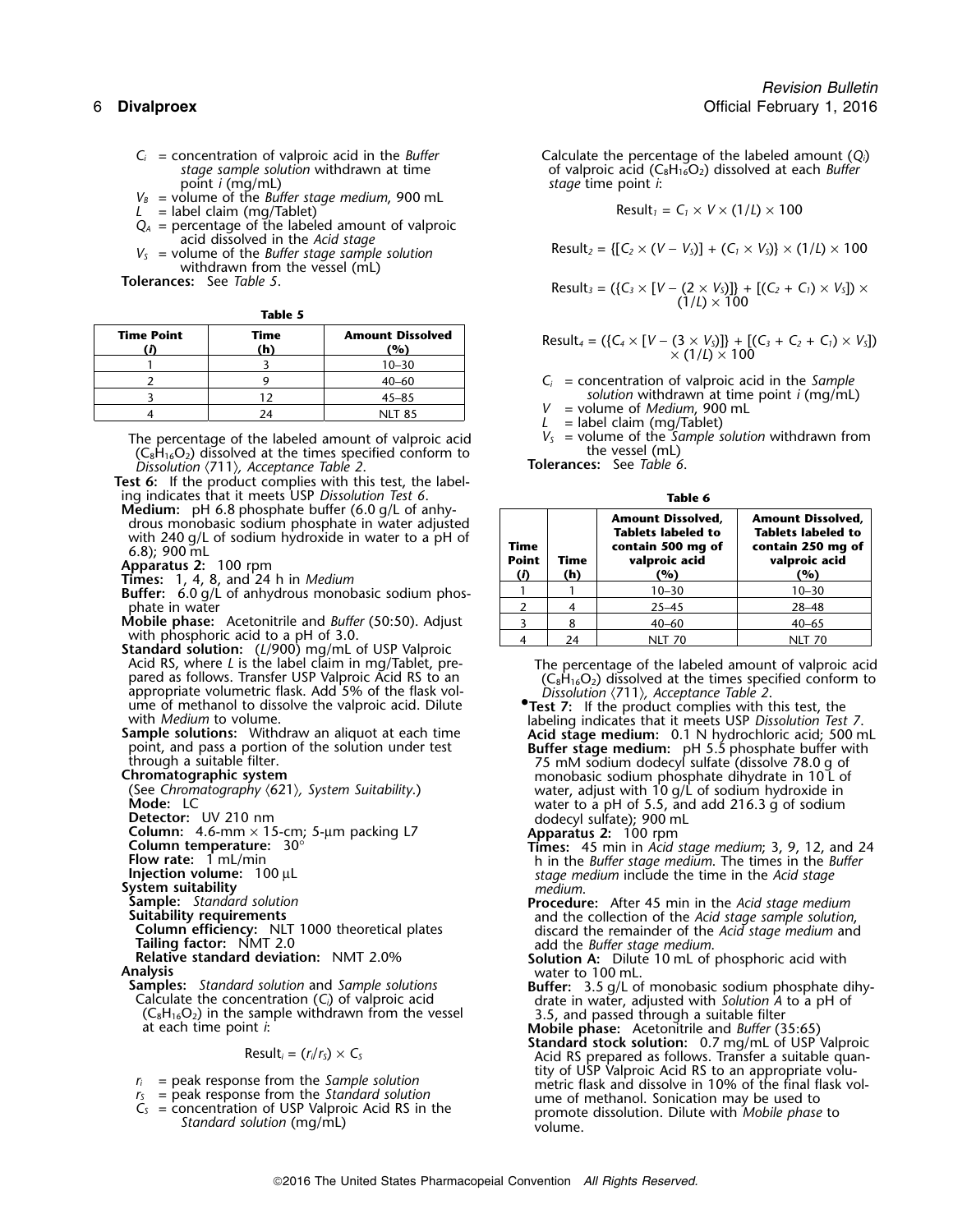$C_i$ = concentration of valproic acid in the *Buffer stage sample solution* withdrawn at time point *i* (mg/mL)
$V_B$ = volume of the *Buffer stage medium*, 900 mL
$L$ = label claim (mg/Tablet)
$Q_A$ = percentage of the labeled amount of valproic acid dissolved in the *Acid stage*
$V_S$ = volume of the *Buffer stage sample solution* withdrawn from the vessel (mL)

**Tolerances:** See *Table 5*.

**Table 5**

| Time Point (*i*) | Time (h) | Amount Dissolved (%) |
|---|---|---|
| 1 | 3 | 10–30 |
| 2 | 9 | 40–60 |
| 3 | 12 | 45–85 |
| 4 | 24 | NLT 85 |

The percentage of the labeled amount of valproic acid ($C_8H_{16}O_2$) dissolved at the times specified conform to *Dissolution* ⟨711⟩, *Acceptance Table 2*.

**Test 6:** If the product complies with this test, the labeling indicates that it meets USP *Dissolution Test 6*.

**Medium:** pH 6.8 phosphate buffer (6.0 g/L of anhydrous monobasic sodium phosphate in water adjusted with 240 g/L of sodium hydroxide in water to a pH of 6.8); 900 mL

**Apparatus 2:** 100 rpm

**Times:** 1, 4, 8, and 24 h in *Medium*

**Buffer:** 6.0 g/L of anhydrous monobasic sodium phosphate in water

**Mobile phase:** Acetonitrile and *Buffer* (50:50). Adjust with phosphoric acid to a pH of 3.0.

**Standard solution:** ($L$/900) mg/mL of USP Valproic Acid RS, where $L$ is the label claim in mg/Tablet, prepared as follows. Transfer USP Valproic Acid RS to an appropriate volumetric flask. Add 5% of the flask volume of methanol to dissolve the valproic acid. Dilute with *Medium* to volume.

**Sample solutions:** Withdraw an aliquot at each time point, and pass a portion of the solution under test through a suitable filter.

**Chromatographic system**
(See *Chromatography* ⟨621⟩*, System Suitability*.)

**Mode:** LC
**Detector:** UV 210 nm
**Column:** 4.6-mm × 15-cm; 5-µm packing L7
**Column temperature:** 30°
**Flow rate:** 1 mL/min
**Injection volume:** 100 µL

**System suitability**
**Sample:** *Standard solution*
**Suitability requirements**
**Column efficiency:** NLT 1000 theoretical plates
**Tailing factor:** NMT 2.0
**Relative standard deviation:** NMT 2.0%

**Analysis**
**Samples:** *Standard solution* and *Sample solutions*
Calculate the concentration ($C_i$) of valproic acid ($C_8H_{16}O_2$) in the sample withdrawn from the vessel at each time point *i*:

$$\text{Result}_i = (r_i/r_S) \times C_S$$

$r_i$ = peak response from the *Sample solution*
$r_S$ = peak response from the *Standard solution*
$C_S$ = concentration of USP Valproic Acid RS in the *Standard solution* (mg/mL)

Calculate the percentage of the labeled amount ($Q_i$) of valproic acid ($C_8H_{16}O_2$) dissolved at each *Buffer stage* time point *i*:

$$\text{Result}_1 = C_1 \times V \times (1/L) \times 100$$

$$\text{Result}_2 = \{[C_2 \times (V - V_S)] + (C_1 \times V_S)\} \times (1/L) \times 100$$

$$\text{Result}_3 = (\{C_3 \times [V - (2 \times V_S)]\} + [(C_2 + C_1) \times V_S]) \times (1/L) \times 100$$

$$\text{Result}_4 = (\{C_4 \times [V - (3 \times V_S)]\} + [(C_3 + C_2 + C_1) \times V_S]) \times (1/L) \times 100$$

$C_i$ = concentration of valproic acid in the *Sample solution* withdrawn at time point *i* (mg/mL)
$V$ = volume of *Medium*, 900 mL
$L$ = label claim (mg/Tablet)
$V_S$ = volume of the *Sample solution* withdrawn from the vessel (mL)

**Tolerances:** See *Table 6*.

**Table 6**

| Time Point (*i*) | Time (h) | Amount Dissolved, Tablets labeled to contain 500 mg of valproic acid (%) | Amount Dissolved, Tablets labeled to contain 250 mg of valproic acid (%) |
|---|---|---|---|
| 1 | 1 | 10–30 | 10–30 |
| 2 | 4 | 25–45 | 28–48 |
| 3 | 8 | 40–60 | 40–65 |
| 4 | 24 | NLT 70 | NLT 70 |

The percentage of the labeled amount of valproic acid ($C_8H_{16}O_2$) dissolved at the times specified conform to *Dissolution* ⟨711⟩, *Acceptance Table 2*.

•**Test 7:** If the product complies with this test, the labeling indicates that it meets USP *Dissolution Test 7*.

**Acid stage medium:** 0.1 N hydrochloric acid; 500 mL

**Buffer stage medium:** pH 5.5 phosphate buffer with 75 mM sodium dodecyl sulfate (dissolve 78.0 g of monobasic sodium phosphate dihydrate in 10 L of water, adjust with 10 g/L of sodium hydroxide in water to a pH of 5.5, and add 216.3 g of sodium dodecyl sulfate); 900 mL

**Apparatus 2:** 100 rpm

**Times:** 45 min in *Acid stage medium*; 3, 9, 12, and 24 h in the *Buffer stage medium*. The times in the *Buffer stage medium* include the time in the *Acid stage medium*.

**Procedure:** After 45 min in the *Acid stage medium* and the collection of the *Acid stage sample solution*, discard the remainder of the *Acid stage medium* and add the *Buffer stage medium*.

**Solution A:** Dilute 10 mL of phosphoric acid with water to 100 mL.

**Buffer:** 3.5 g/L of monobasic sodium phosphate dihydrate in water, adjusted with *Solution A* to a pH of 3.5, and passed through a suitable filter

**Mobile phase:** Acetonitrile and *Buffer* (35:65)

**Standard stock solution:** 0.7 mg/mL of USP Valproic Acid RS prepared as follows. Transfer a suitable quantity of USP Valproic Acid RS to an appropriate volumetric flask and dissolve in 10% of the final flask volume of methanol. Sonication may be used to promote dissolution. Dilute with *Mobile phase* to volume.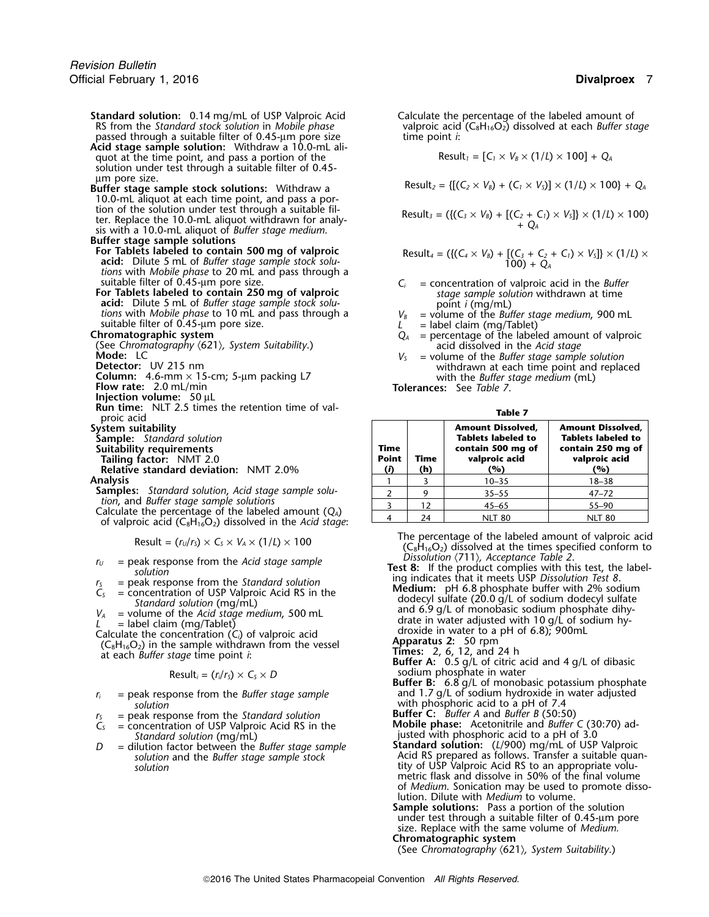**Standard solution:** 0.14 mg/mL of USP Valproic Acid RS from the *Standard stock solution* in *Mobile phase* passed through a suitable filter of 0.45-µm pore size

**Acid stage sample solution:** Withdraw a 10.0-mL aliquot at the time point, and pass a portion of the solution under test through a suitable filter of 0.45-µm pore size.

**Buffer stage sample stock solutions:** Withdraw a 10.0-mL aliquot at each time point, and pass a portion of the solution under test through a suitable filter. Replace the 10.0-mL aliquot withdrawn for analysis with a 10.0-mL aliquot of *Buffer stage medium.*

**Buffer stage sample solutions**

**For Tablets labeled to contain 500 mg of valproic acid:** Dilute 5 mL of *Buffer stage sample stock solutions* with *Mobile phase* to 20 mL and pass through a suitable filter of 0.45-µm pore size.

**For Tablets labeled to contain 250 mg of valproic acid:** Dilute 5 mL of *Buffer stage sample stock solutions* with *Mobile phase* to 10 mL and pass through a suitable filter of 0.45-µm pore size.

**Chromatographic system**

(See *Chromatography* ⟨621⟩, *System Suitability.*)

**Mode:** LC

**Detector:** UV 215 nm

**Column:** 4.6-mm × 15-cm; 5-µm packing L7

**Flow rate:** 2.0 mL/min

**Injection volume:** 50 µL

**Run time:** NLT 2.5 times the retention time of valproic acid

**System suitability**

**Sample:** *Standard solution*

**Suitability requirements**

**Tailing factor:** NMT 2.0

**Relative standard deviation:** NMT 2.0%

**Analysis**

**Samples:** *Standard solution*, *Acid stage sample solution*, and *Buffer stage sample solutions*

Calculate the percentage of the labeled amount ($Q_A$) of valproic acid ($C_8H_{16}O_2$) dissolved in the *Acid stage*:

$$\text{Result} = (r_U/r_S) \times C_S \times V_A \times (1/L) \times 100$$

$r_U$ = peak response from the *Acid stage sample solution*

$r_S$ = peak response from the *Standard solution*

$C_S$ = concentration of USP Valproic Acid RS in the *Standard solution* (mg/mL)

$V_A$ = volume of the *Acid stage medium*, 500 mL

$L$ = label claim (mg/Tablet)

Calculate the concentration ($C_i$) of valproic acid ($C_8H_{16}O_2$) in the sample withdrawn from the vessel at each *Buffer stage* time point *i*:

$$\text{Result}_i = (r_i/r_S) \times C_S \times D$$

$r_i$ = peak response from the *Buffer stage sample solution*

$r_S$ = peak response from the *Standard solution*

$C_S$ = concentration of USP Valproic Acid RS in the *Standard solution* (mg/mL)

$D$ = dilution factor between the *Buffer stage sample solution* and the *Buffer stage sample stock solution*

Calculate the percentage of the labeled amount of valproic acid ($C_8H_{16}O_2$) dissolved at each *Buffer stage* time point *i*:

$$\text{Result}_1 = [C_1 \times V_B \times (1/L) \times 100] + Q_A$$

$$\text{Result}_2 = \{[(C_2 \times V_B) + (C_1 \times V_S)] \times (1/L) \times 100\} + Q_A$$

$$\text{Result}_3 = (\{(C_3 \times V_B) + [(C_2 + C_1) \times V_S]\} \times (1/L) \times 100) + Q_A$$

$$\text{Result}_4 = (\{(C_4 \times V_B) + [(C_3 + C_2 + C_1) \times V_S]\} \times (1/L) \times 100) + Q_A$$

$C_i$ = concentration of valproic acid in the *Buffer stage sample solution* withdrawn at time point *i* (mg/mL)

$V_B$ = volume of the *Buffer stage medium*, 900 mL

$L$ = label claim (mg/Tablet)

$Q_A$ = percentage of the labeled amount of valproic acid dissolved in the *Acid stage*

$V_S$ = volume of the *Buffer stage sample solution* withdrawn at each time point and replaced with the *Buffer stage medium* (mL)

**Tolerances:** See *Table 7*.

**Table 7**

| Time Point (*i*) | Time (h) | Amount Dissolved, Tablets labeled to contain 500 mg of valproic acid (%) | Amount Dissolved, Tablets labeled to contain 250 mg of valproic acid (%) |
|---|---|---|---|
| 1 | 3 | 10–35 | 18–38 |
| 2 | 9 | 35–55 | 47–72 |
| 3 | 12 | 45–65 | 55–90 |
| 4 | 24 | NLT 80 | NLT 80 |

The percentage of the labeled amount of valproic acid ($C_8H_{16}O_2$) dissolved at the times specified conform to *Dissolution* ⟨711⟩, *Acceptance Table 2*.

**Test 8:** If the product complies with this test, the labeling indicates that it meets USP *Dissolution Test 8*.

**Medium:** pH 6.8 phosphate buffer with 2% sodium dodecyl sulfate (20.0 g/L of sodium dodecyl sulfate and 6.9 g/L of monobasic sodium phosphate dihydrate in water adjusted with 10 g/L of sodium hydroxide in water to a pH of 6.8); 900mL

**Apparatus 2:** 50 rpm

**Times:** 2, 6, 12, and 24 h

**Buffer A:** 0.5 g/L of citric acid and 4 g/L of dibasic sodium phosphate in water

**Buffer B:** 6.8 g/L of monobasic potassium phosphate and 1.7 g/L of sodium hydroxide in water adjusted with phosphoric acid to a pH of 7.4

**Buffer C:** *Buffer A* and *Buffer B* (50:50)

**Mobile phase:** Acetonitrile and *Buffer C* (30:70) adjusted with phosphoric acid to a pH of 3.0

**Standard solution:** ($L$/900) mg/mL of USP Valproic Acid RS prepared as follows. Transfer a suitable quantity of USP Valproic Acid RS to an appropriate volumetric flask and dissolve in 50% of the final volume of *Medium*. Sonication may be used to promote dissolution. Dilute with *Medium* to volume.

**Sample solutions:** Pass a portion of the solution under test through a suitable filter of 0.45-µm pore size. Replace with the same volume of *Medium.*

**Chromatographic system**

(See *Chromatography* ⟨621⟩, *System Suitability.*)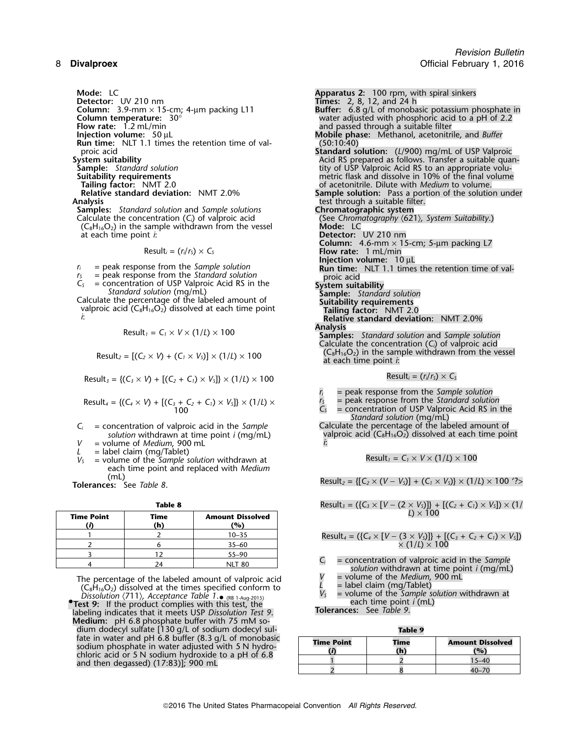**Mode:** LC
**Detector:** UV 210 nm
**Column:** 3.9-mm × 15-cm; 4-µm packing L11
**Column temperature:** 30°
**Flow rate:** 1.2 mL/min
**Injection volume:** 50 µL
**Run time:** NLT 1.1 times the retention time of valproic acid

**System suitability**
**Sample:** *Standard solution*
**Suitability requirements**
**Tailing factor:** NMT 2.0
**Relative standard deviation:** NMT 2.0%

**Analysis**
**Samples:** *Standard solution* and *Sample solutions*
Calculate the concentration ($C_i$) of valproic acid ($C_8H_{16}O_2$) in the sample withdrawn from the vessel at each time point *i*:

$$\text{Result}_i = (r_i/r_S) \times C_S$$

$r_i$ = peak response from the *Sample solution*
$r_S$ = peak response from the *Standard solution*
$C_S$ = concentration of USP Valproic Acid RS in the *Standard solution* (mg/mL)

Calculate the percentage of the labeled amount of valproic acid ($C_8H_{16}O_2$) dissolved at each time point *i*:

$$\text{Result}_1 = C_1 \times V \times (1/L) \times 100$$

$$\text{Result}_2 = [(C_2 \times V) + (C_1 \times V_S)] \times (1/L) \times 100$$

$$\text{Result}_3 = \{(C_3 \times V) + [(C_2 + C_1) \times V_S]\} \times (1/L) \times 100$$

$$\text{Result}_4 = \{(C_4 \times V) + [(C_3 + C_2 + C_1) \times V_S]\} \times (1/L) \times 100$$

$C_i$ = concentration of valproic acid in the *Sample solution* withdrawn at time point *i* (mg/mL)
$V$ = volume of *Medium*, 900 mL
$L$ = label claim (mg/Tablet)
$V_S$ = volume of the *Sample solution* withdrawn at each time point and replaced with *Medium* (mL)

**Tolerances:** See *Table 8*.

**Table 8**

| Time Point (*i*) | Time (h) | Amount Dissolved (%) |
|---|---|---|
| 1 | 2 | 10–35 |
| 2 | 6 | 35–60 |
| 3 | 12 | 55–90 |
| 4 | 24 | NLT 80 |

The percentage of the labeled amount of valproic acid ($C_8H_{16}O_2$) dissolved at the times specified conform to *Dissolution* ⟨711⟩, *Acceptance Table 1*.● (RB 1-Aug-2015)

●**Test 9:** If the product complies with this test, the labeling indicates that it meets USP *Dissolution Test 9*.
**Medium:** pH 6.8 phosphate buffer with 75 mM sodium dodecyl sulfate [130 g/L of sodium dodecyl sulfate in water and pH 6.8 buffer (8.3 g/L of monobasic sodium phosphate in water adjusted with 5 N hydrochloric acid or 5 N sodium hydroxide to a pH of 6.8 and then degassed) (17:83)]; 900 mL
**Apparatus 2:** 100 rpm, with spiral sinkers
**Times:** 2, 8, 12, and 24 h
**Buffer:** 6.8 g/L of monobasic potassium phosphate in water adjusted with phosphoric acid to a pH of 2.2 and passed through a suitable filter
**Mobile phase:** Methanol, acetonitrile, and *Buffer* (50:10:40)
**Standard solution:** ($L$/900) mg/mL of USP Valproic Acid RS prepared as follows. Transfer a suitable quantity of USP Valproic Acid RS to an appropriate volumetric flask and dissolve in 10% of the final volume of acetonitrile. Dilute with *Medium* to volume.
**Sample solution:** Pass a portion of the solution under test through a suitable filter.

**Chromatographic system**
(See *Chromatography* ⟨621⟩, *System Suitability*.)
**Mode:** LC
**Detector:** UV 210 nm
**Column:** 4.6-mm × 15-cm; 5-µm packing L7
**Flow rate:** 1 mL/min
**Injection volume:** 10 µL
**Run time:** NLT 1.1 times the retention time of valproic acid

**System suitability**
**Sample:** *Standard solution*
**Suitability requirements**
**Tailing factor:** NMT 2.0
**Relative standard deviation:** NMT 2.0%

**Analysis**
**Samples:** *Standard solution* and *Sample solution*
Calculate the concentration ($C_i$) of valproic acid ($C_8H_{16}O_2$) in the sample withdrawn from the vessel at each time point *i*:

$$\text{Result}_i = (r_i/r_S) \times C_S$$

$r_i$ = peak response from the *Sample solution*
$r_S$ = peak response from the *Standard solution*
$C_S$ = concentration of USP Valproic Acid RS in the *Standard solution* (mg/mL)

Calculate the percentage of the labeled amount of valproic acid ($C_8H_{16}O_2$) dissolved at each time point *i*:

$$\text{Result}_1 = C_1 \times V \times (1/L) \times 100$$

$$\text{Result}_2 = \{[C_2 \times (V - V_S)] + (C_1 \times V_S)\} \times (1/L) \times 100 \text{ '?>}$$

$$\text{Result}_3 = (\{C_3 \times [V - (2 \times V_S)]\} + [(C_2 + C_1) \times V_S]) \times (1/L) \times 100$$

$$\text{Result}_4 = (\{C_4 \times [V - (3 \times V_S)]\} + [(C_3 + C_2 + C_1) \times V_S]) \times (1/L) \times 100$$

$C_i$ = concentration of valproic acid in the *Sample solution* withdrawn at time point *i* (mg/mL)
$V$ = volume of the *Medium*, 900 mL
$L$ = label claim (mg/Tablet)
$V_S$ = volume of the *Sample solution* withdrawn at each time point *i* (mL)

**Tolerances:** See *Table 9*.

**Table 9**

| Time Point (*i*) | Time (h) | Amount Dissolved (%) |
|---|---|---|
| 1 | 2 | 15–40 |
| 2 | 8 | 40–70 |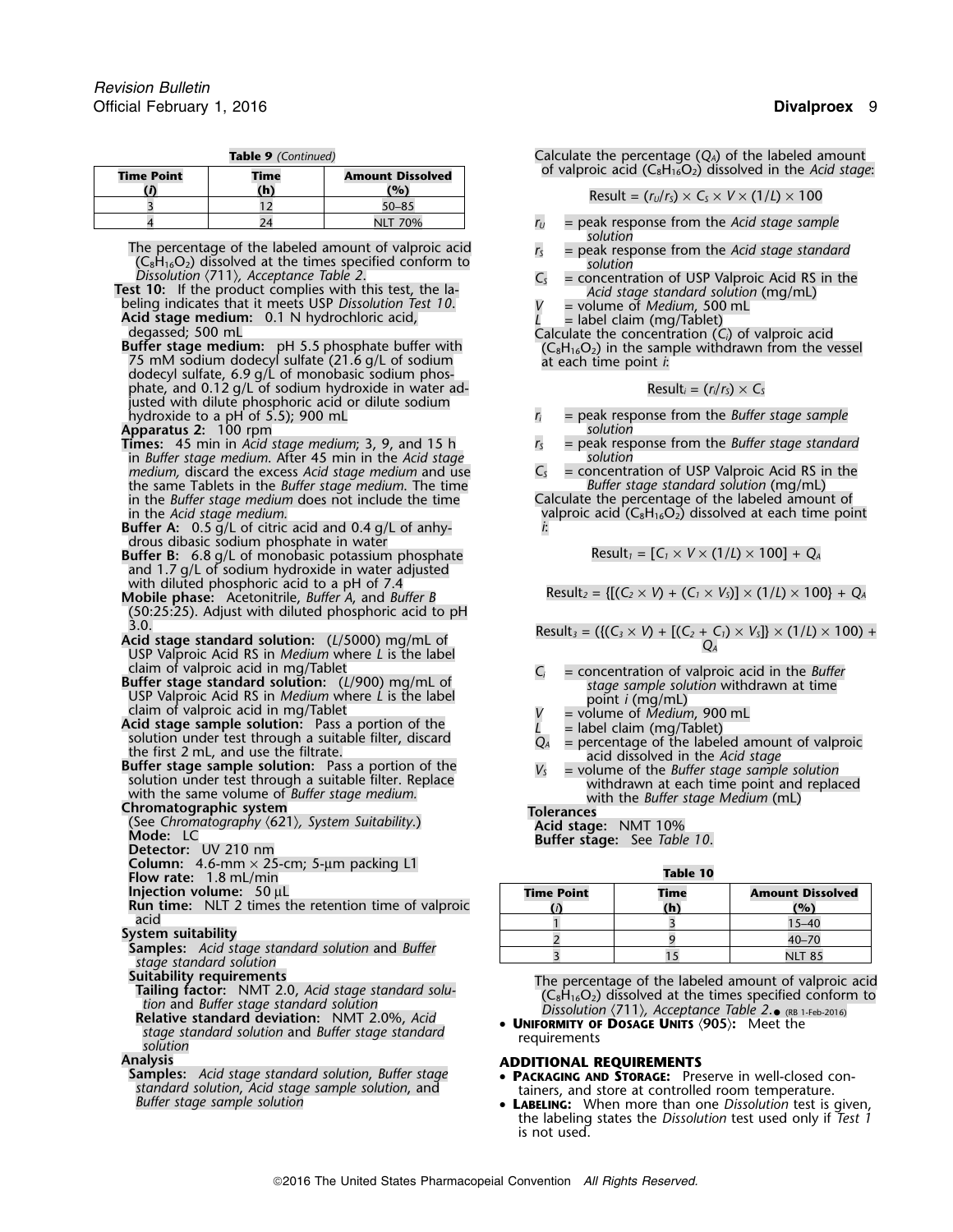**Table 9** *(Continued)*

| Time Point (*i*) | Time (h) | Amount Dissolved (%) |
|---|---|---|
| 3 | 12 | 50–85 |
| 4 | 24 | NLT 70% |

The percentage of the labeled amount of valproic acid ($C_8H_{16}O_2$) dissolved at the times specified conform to *Dissolution* ⟨711⟩, *Acceptance Table 2*.

**Test 10:** If the product complies with this test, the labeling indicates that it meets USP *Dissolution Test 10*.

**Acid stage medium:** 0.1 N hydrochloric acid, degassed; 500 mL

**Buffer stage medium:** pH 5.5 phosphate buffer with 75 mM sodium dodecyl sulfate (21.6 g/L of sodium dodecyl sulfate, 6.9 g/L of monobasic sodium phosphate, and 0.12 g/L of sodium hydroxide in water adjusted with dilute phosphoric acid or dilute sodium hydroxide to a pH of 5.5); 900 mL

**Apparatus 2:** 100 rpm

**Times:** 45 min in *Acid stage medium*; 3, 9, and 15 h in *Buffer stage medium*. After 45 min in the *Acid stage medium,* discard the excess *Acid stage medium* and use the same Tablets in the *Buffer stage medium*. The time in the *Buffer stage medium* does not include the time in the *Acid stage medium.*

**Buffer A:** 0.5 g/L of citric acid and 0.4 g/L of anhydrous dibasic sodium phosphate in water

**Buffer B:** 6.8 g/L of monobasic potassium phosphate and 1.7 g/L of sodium hydroxide in water adjusted with diluted phosphoric acid to a pH of 7.4

**Mobile phase:** Acetonitrile, *Buffer A*, and *Buffer B* (50:25:25). Adjust with diluted phosphoric acid to pH 3.0.

**Acid stage standard solution:** ($L$/5000) mg/mL of USP Valproic Acid RS in *Medium* where $L$ is the label claim of valproic acid in mg/Tablet

**Buffer stage standard solution:** ($L$/900) mg/mL of USP Valproic Acid RS in *Medium* where $L$ is the label claim of valproic acid in mg/Tablet

**Acid stage sample solution:** Pass a portion of the solution under test through a suitable filter, discard the first 2 mL, and use the filtrate.

**Buffer stage sample solution:** Pass a portion of the solution under test through a suitable filter. Replace with the same volume of *Buffer stage medium.*

**Chromatographic system**

(See *Chromatography* ⟨621⟩, *System Suitability.*)

**Mode:** LC

**Detector:** UV 210 nm

**Column:** 4.6-mm × 25-cm; 5-µm packing L1

**Flow rate:** 1.8 mL/min

**Injection volume:** 50 µL

**Run time:** NLT 2 times the retention time of valproic acid

**System suitability**

**Samples:** *Acid stage standard solution* and *Buffer stage standard solution*

**Suitability requirements**

**Tailing factor:** NMT 2.0, *Acid stage standard solution* and *Buffer stage standard solution*

**Relative standard deviation:** NMT 2.0%, *Acid stage standard solution* and *Buffer stage standard solution*

**Analysis**

**Samples:** *Acid stage standard solution*, *Buffer stage standard solution*, *Acid stage sample solution*, and *Buffer stage sample solution*

Calculate the percentage ($Q_A$) of the labeled amount of valproic acid ($C_8H_{16}O_2$) dissolved in the *Acid stage*:

$$\text{Result} = (r_U/r_S) \times C_S \times V \times (1/L) \times 100$$

- $r_U$ = peak response from the *Acid stage sample solution*
- $r_S$ = peak response from the *Acid stage standard solution*
- $C_S$ = concentration of USP Valproic Acid RS in the *Acid stage standard solution* (mg/mL)
- $V$ = volume of *Medium*, 500 mL
- $L$ = label claim (mg/Tablet)

Calculate the concentration ($C_i$) of valproic acid ($C_8H_{16}O_2$) in the sample withdrawn from the vessel at each time point $i$:

$$\text{Result}_i = (r_i/r_S) \times C_S$$

- $r_i$ = peak response from the *Buffer stage sample solution*
- $r_S$ = peak response from the *Buffer stage standard solution*
- $C_S$ = concentration of USP Valproic Acid RS in the *Buffer stage standard solution* (mg/mL)

Calculate the percentage of the labeled amount of valproic acid ($C_8H_{16}O_2$) dissolved at each time point $i$:

$$\text{Result}_1 = [C_1 \times V \times (1/L) \times 100] + Q_A$$

$$\text{Result}_2 = \{[(C_2 \times V) + (C_1 \times V_S)] \times (1/L) \times 100\} + Q_A$$

$$\text{Result}_3 = (\{(C_3 \times V) + [(C_2 + C_1) \times V_S]\} \times (1/L) \times 100) + Q_A$$

- $C_i$ = concentration of valproic acid in the *Buffer stage sample solution* withdrawn at time point $i$ (mg/mL)
- $V$ = volume of *Medium*, 900 mL
- $L$ = label claim (mg/Tablet)
- $Q_A$ = percentage of the labeled amount of valproic acid dissolved in the *Acid stage*
- $V_S$ = volume of the *Buffer stage sample solution* withdrawn at each time point and replaced with the *Buffer stage Medium* (mL)

**Tolerances**

**Acid stage:** NMT 10%

**Buffer stage:** See *Table 10*.

**Table 10**

| Time Point (*i*) | Time (h) | Amount Dissolved (%) |
|---|---|---|
| 1 | 3 | 15–40 |
| 2 | 9 | 40–70 |
| 3 | 15 | NLT 85 |

The percentage of the labeled amount of valproic acid ($C_8H_{16}O_2$) dissolved at the times specified conform to *Dissolution* ⟨711⟩, *Acceptance Table 2*.● (RB 1-Feb-2016)

- **Uniformity of Dosage Units** ⟨905⟩**:** Meet the requirements

## ADDITIONAL REQUIREMENTS

- **Packaging and Storage:** Preserve in well-closed containers, and store at controlled room temperature.
- **Labeling:** When more than one *Dissolution* test is given, the labeling states the *Dissolution* test used only if *Test 1* is not used.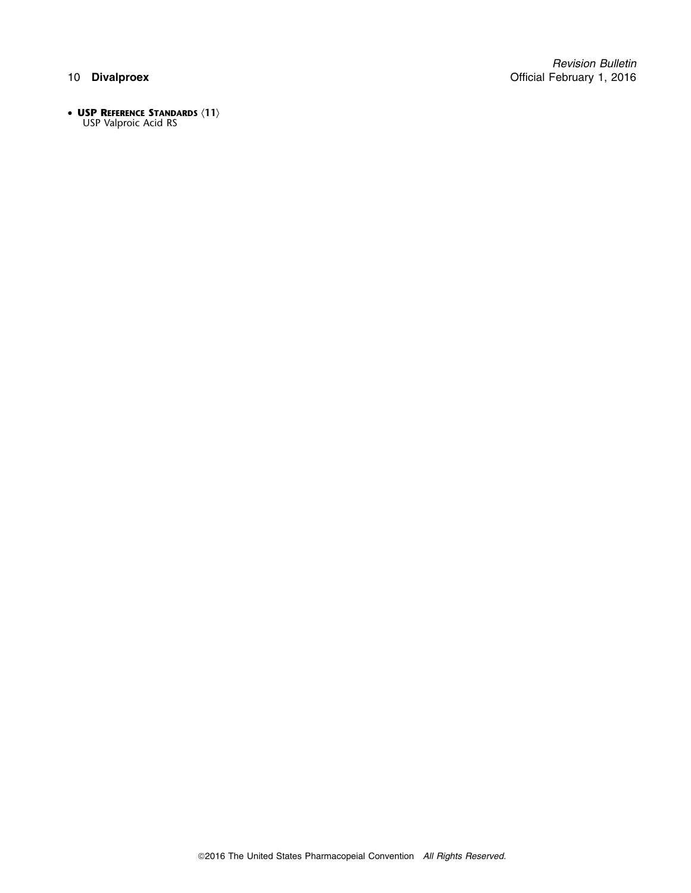- **USP Reference Standards** ⟨11⟩
  USP Valproic Acid RS